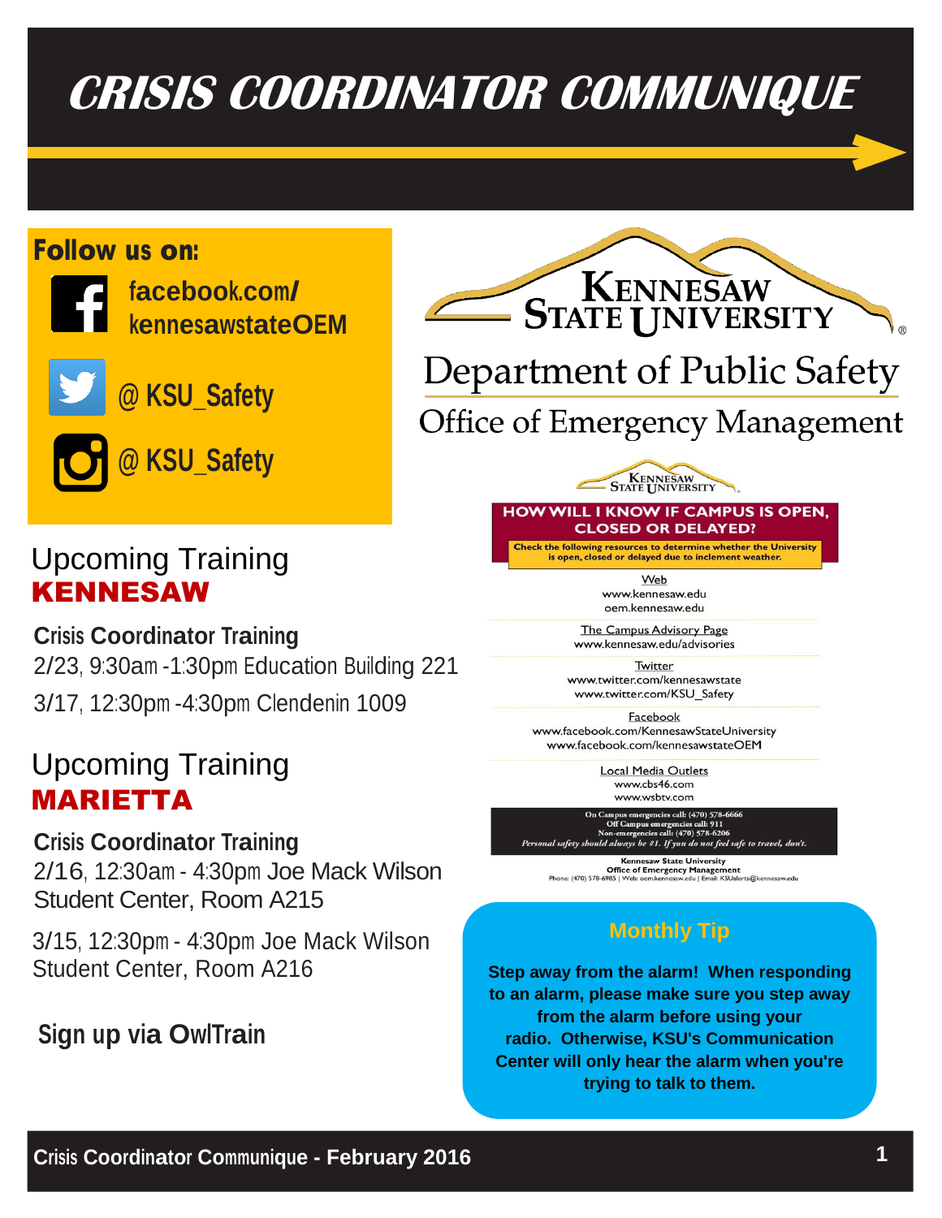# CRISIS COORDINATOR COMMUNIQUE

**Follow us on:**

facebook.com/kennesawstateOEM

@ KSU_Safety

@ KSU_Safety

Kennesaw State University

Department of Public Safety

Office of Emergency Management

## Upcoming Training KENNESAW

**Crisis Coordinator Training**

2/23, 9:30am -1:30pm Education Building 221

3/17, 12:30pm -4:30pm Clendenin 1009

## Upcoming Training MARIETTA

**Crisis Coordinator Training**

2/16, 12:30am - 4:30pm Joe Mack Wilson Student Center, Room A215

3/15, 12:30pm - 4:30pm Joe Mack Wilson Student Center, Room A216

**Sign up via OwlTrain**

Kennesaw State University

**HOW WILL I KNOW IF CAMPUS IS OPEN, CLOSED OR DELAYED?**

Check the following resources to determine whether the University is open, closed or delayed due to inclement weather.

Web
www.kennesaw.edu
oem.kennesaw.edu

The Campus Advisory Page
www.kennesaw.edu/advisories

Twitter
www.twitter.com/kennesawstate
www.twitter.com/KSU_Safety

Facebook
www.facebook.com/KennesawStateUniversity
www.facebook.com/kennesawstateOEM

Local Media Outlets
www.cbs46.com
www.wsbtv.com

On Campus emergencies call: (470) 578-6666
Off Campus emergencies call: 911
Non-emergencies call: (470) 578-6206
*Personal safety should always be #1. If you do not feel safe to travel, don't.*

Kennesaw State University
Office of Emergency Management
Phone: (470) 578-6985 | Web: oem.kennesaw.edu | Email: KSUalerts@kennesaw.edu

### Monthly Tip

**Step away from the alarm! When responding to an alarm, please make sure you step away from the alarm before using your radio. Otherwise, KSU's Communication Center will only hear the alarm when you're trying to talk to them.**

Crisis Coordinator Communique - February 2016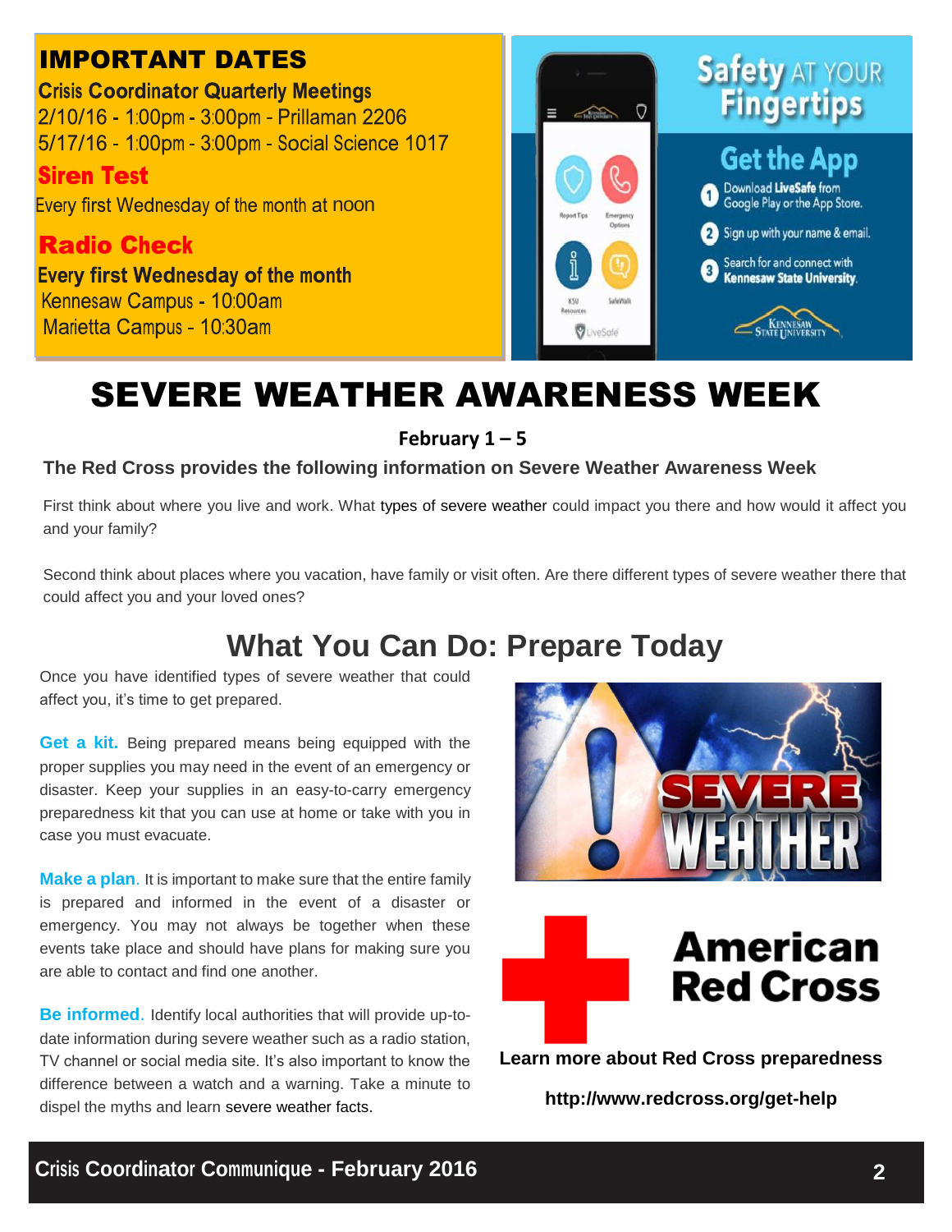## IMPORTANT DATES

**Crisis Coordinator Quarterly Meetings**

2/10/16 - 1:00pm - 3:00pm - Prillaman 2206

5/17/16 - 1:00pm - 3:00pm - Social Science 1017

**Siren Test**

Every first Wednesday of the month at noon

**Radio Check**

**Every first Wednesday of the month**

Kennesaw Campus - 10:00am

Marietta Campus - 10:30am

**Safety AT YOUR Fingertips**

**Get the App**

1. Download **LiveSafe** from Google Play or the App Store.
2. Sign up with your name & email.
3. Search for and connect with **Kennesaw State University**.

# SEVERE WEATHER AWARENESS WEEK

**February 1 – 5**

**The Red Cross provides the following information on Severe Weather Awareness Week**

First think about where you live and work. What types of severe weather could impact you there and how would it affect you and your family?

Second think about places where you vacation, have family or visit often. Are there different types of severe weather there that could affect you and your loved ones?

## What You Can Do: Prepare Today

Once you have identified types of severe weather that could affect you, it's time to get prepared.

**Get a kit.** Being prepared means being equipped with the proper supplies you may need in the event of an emergency or disaster. Keep your supplies in an easy-to-carry emergency preparedness kit that you can use at home or take with you in case you must evacuate.

**Make a plan.** It is important to make sure that the entire family is prepared and informed in the event of a disaster or emergency. You may not always be together when these events take place and should have plans for making sure you are able to contact and find one another.

**Be informed.** Identify local authorities that will provide up-to-date information during severe weather such as a radio station, TV channel or social media site. It's also important to know the difference between a watch and a warning. Take a minute to dispel the myths and learn severe weather facts.

**American Red Cross**

**Learn more about Red Cross preparedness**

**http://www.redcross.org/get-help**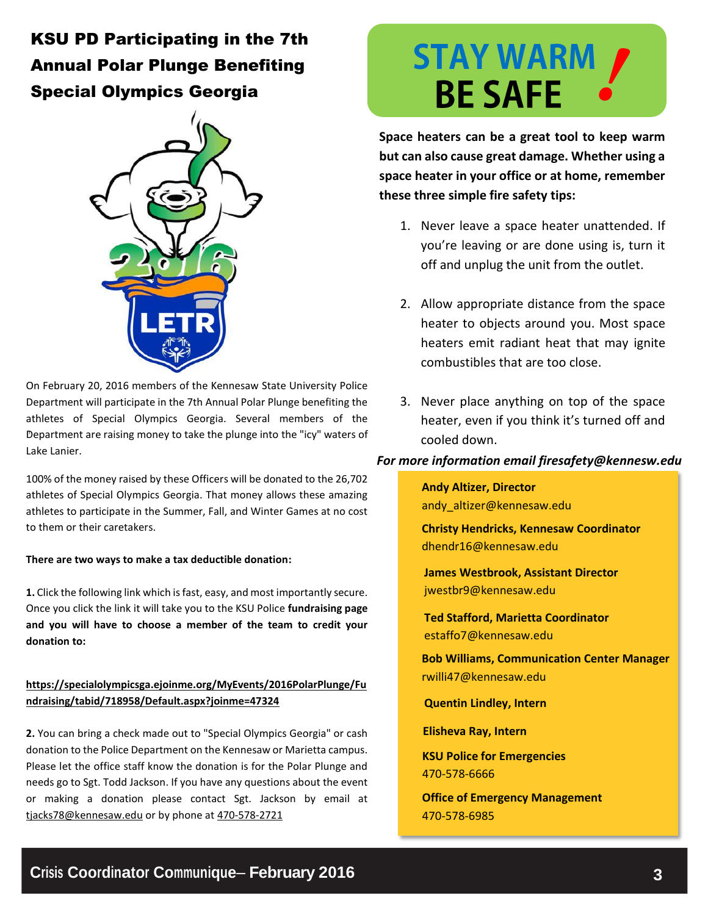## KSU PD Participating in the 7th Annual Polar Plunge Benefiting Special Olympics Georgia

On February 20, 2016 members of the Kennesaw State University Police Department will participate in the 7th Annual Polar Plunge benefiting the athletes of Special Olympics Georgia. Several members of the Department are raising money to take the plunge into the "icy" waters of Lake Lanier.

100% of the money raised by these Officers will be donated to the 26,702 athletes of Special Olympics Georgia. That money allows these amazing athletes to participate in the Summer, Fall, and Winter Games at no cost to them or their caretakers.

**There are two ways to make a tax deductible donation:**

**1.** Click the following link which is fast, easy, and most importantly secure. Once you click the link it will take you to the KSU Police **fundraising page and you will have to choose a member of the team to credit your donation to:**

**https://specialolympicsga.ejoinme.org/MyEvents/2016PolarPlunge/Fundraising/tabid/718958/Default.aspx?joinme=47324**

**2.** You can bring a check made out to "Special Olympics Georgia" or cash donation to the Police Department on the Kennesaw or Marietta campus. Please let the office staff know the donation is for the Polar Plunge and needs go to Sgt. Todd Jackson. If you have any questions about the event or making a donation please contact Sgt. Jackson by email at tjacks78@kennesaw.edu or by phone at 470-578-2721

## STAY WARM BE SAFE!

**Space heaters can be a great tool to keep warm but can also cause great damage. Whether using a space heater in your office or at home, remember these three simple fire safety tips:**

1. Never leave a space heater unattended. If you're leaving or are done using is, turn it off and unplug the unit from the outlet.
2. Allow appropriate distance from the space heater to objects around you. Most space heaters emit radiant heat that may ignite combustibles that are too close.
3. Never place anything on top of the space heater, even if you think it's turned off and cooled down.

***For more information email firesafety@kennesw.edu***

**Andy Altizer, Director**
andy_altizer@kennesaw.edu

**Christy Hendricks, Kennesaw Coordinator**
dhendr16@kennesaw.edu

**James Westbrook, Assistant Director**
jwestbr9@kennesaw.edu

**Ted Stafford, Marietta Coordinator**
estaffo7@kennesaw.edu

**Bob Williams, Communication Center Manager**
rwilli47@kennesaw.edu

**Quentin Lindley, Intern**

**Elisheva Ray, Intern**

**KSU Police for Emergencies**
470-578-6666

**Office of Emergency Management**
470-578-6985